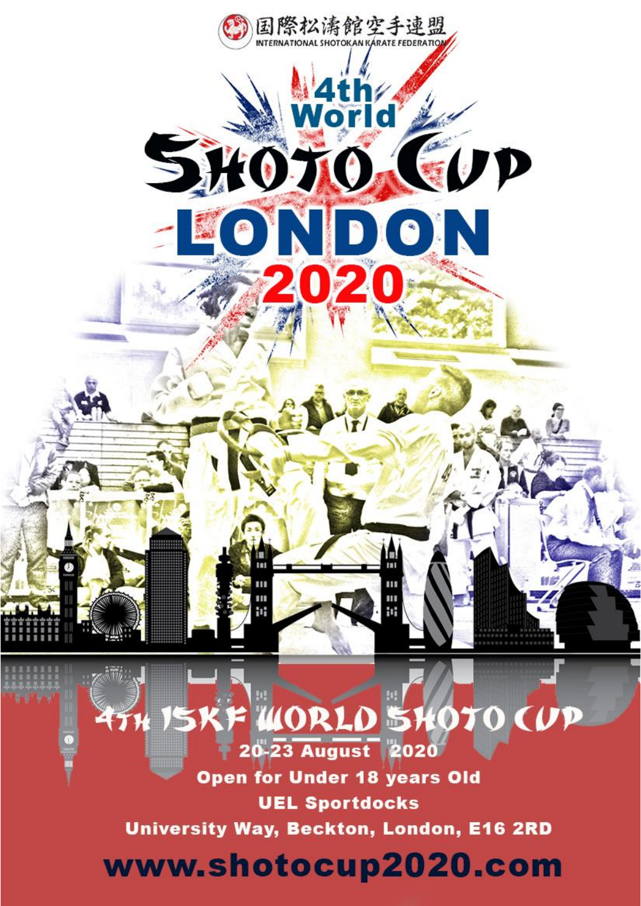国際松濤館空手連盟

INTERNATIONAL SHOTOKAN KARATE FEDERATION

# 4th World SHOTO CUP LONDON 2020

## 4TH ISKF WORLD SHOTO CUP

**20-23 August 2020**

**Open for Under 18 years Old**

**UEL Sportdocks**

**University Way, Beckton, London, E16 2RD**

**www.shotocup2020.com**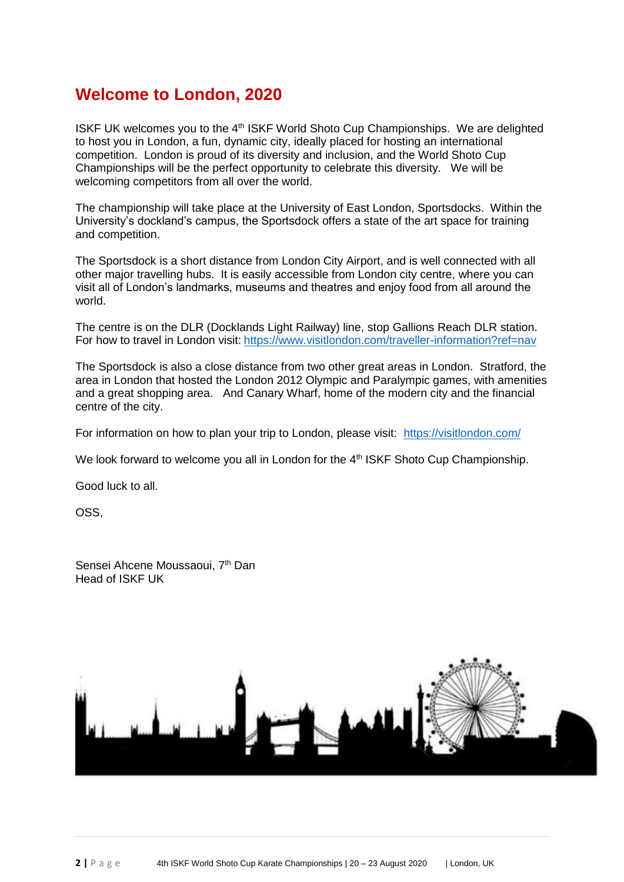# Welcome to London, 2020

ISKF UK welcomes you to the 4th ISKF World Shoto Cup Championships. We are delighted to host you in London, a fun, dynamic city, ideally placed for hosting an international competition. London is proud of its diversity and inclusion, and the World Shoto Cup Championships will be the perfect opportunity to celebrate this diversity. We will be welcoming competitors from all over the world.

The championship will take place at the University of East London, Sportsdocks. Within the University's dockland's campus, the Sportsdock offers a state of the art space for training and competition.

The Sportsdock is a short distance from London City Airport, and is well connected with all other major travelling hubs. It is easily accessible from London city centre, where you can visit all of London's landmarks, museums and theatres and enjoy food from all around the world.

The centre is on the DLR (Docklands Light Railway) line, stop Gallions Reach DLR station. For how to travel in London visit: https://www.visitlondon.com/traveller-information?ref=nav

The Sportsdock is also a close distance from two other great areas in London. Stratford, the area in London that hosted the London 2012 Olympic and Paralympic games, with amenities and a great shopping area. And Canary Wharf, home of the modern city and the financial centre of the city.

For information on how to plan your trip to London, please visit: https://visitlondon.com/

We look forward to welcome you all in London for the 4th ISKF Shoto Cup Championship.

Good luck to all.

OSS,

Sensei Ahcene Moussaoui, 7th Dan
Head of ISKF UK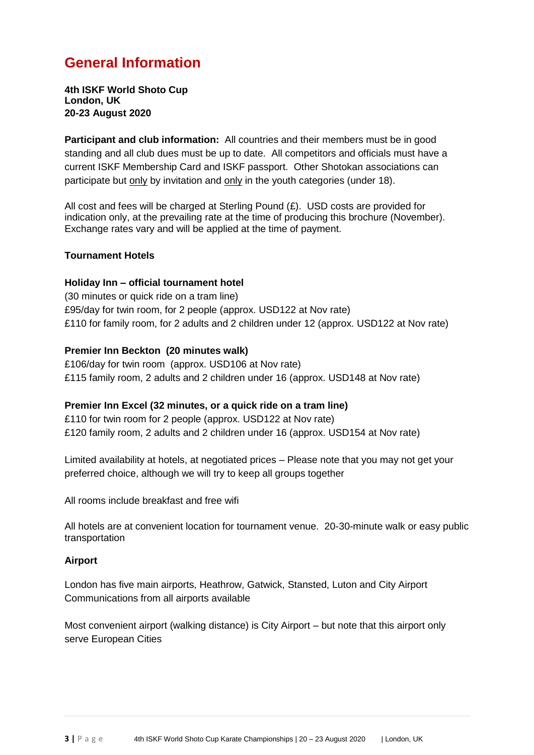# General Information

**4th ISKF World Shoto Cup**
**London, UK**
**20-23 August 2020**

**Participant and club information:** All countries and their members must be in good standing and all club dues must be up to date. All competitors and officials must have a current ISKF Membership Card and ISKF passport. Other Shotokan associations can participate but <u>only</u> by invitation and <u>only</u> in the youth categories (under 18).

All cost and fees will be charged at Sterling Pound (£). USD costs are provided for indication only, at the prevailing rate at the time of producing this brochure (November). Exchange rates vary and will be applied at the time of payment.

**Tournament Hotels**

**Holiday Inn – official tournament hotel**
(30 minutes or quick ride on a tram line)
£95/day for twin room, for 2 people (approx. USD122 at Nov rate)
£110 for family room, for 2 adults and 2 children under 12 (approx. USD122 at Nov rate)

**Premier Inn Beckton (20 minutes walk)**
£106/day for twin room (approx. USD106 at Nov rate)
£115 family room, 2 adults and 2 children under 16 (approx. USD148 at Nov rate)

**Premier Inn Excel (32 minutes, or a quick ride on a tram line)**
£110 for twin room for 2 people (approx. USD122 at Nov rate)
£120 family room, 2 adults and 2 children under 16 (approx. USD154 at Nov rate)

Limited availability at hotels, at negotiated prices – Please note that you may not get your preferred choice, although we will try to keep all groups together

All rooms include breakfast and free wifi

All hotels are at convenient location for tournament venue. 20-30-minute walk or easy public transportation

**Airport**

London has five main airports, Heathrow, Gatwick, Stansted, Luton and City Airport
Communications from all airports available

Most convenient airport (walking distance) is City Airport – but note that this airport only serve European Cities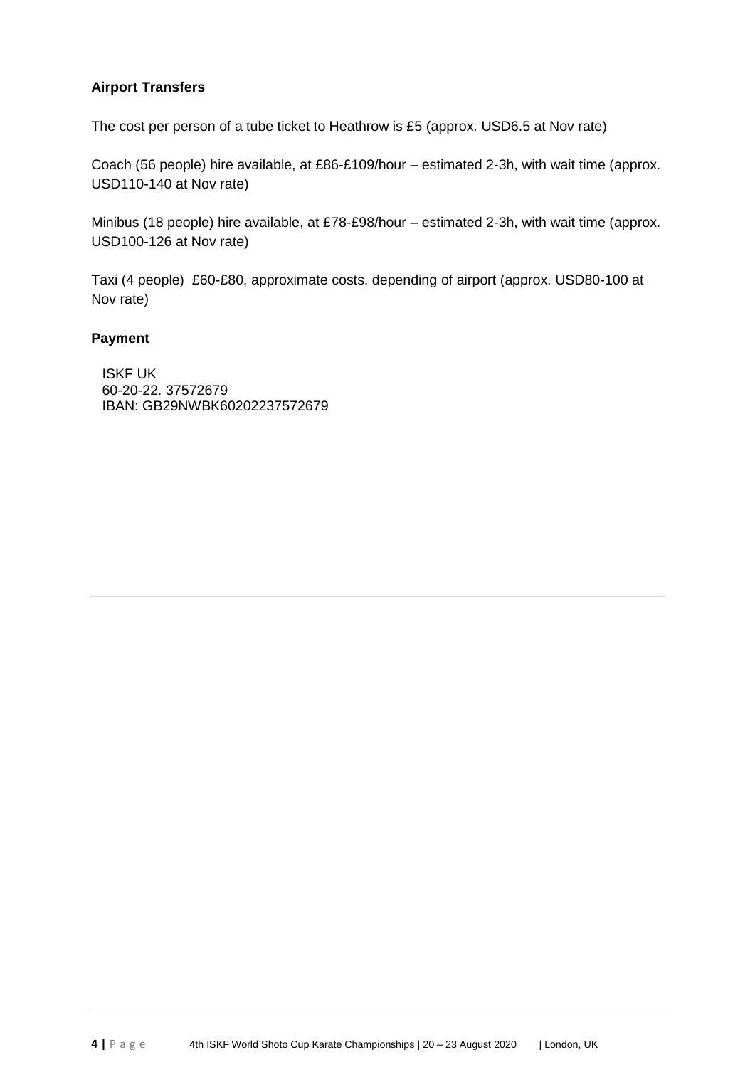**Airport Transfers**

The cost per person of a tube ticket to Heathrow is £5 (approx. USD6.5 at Nov rate)

Coach (56 people) hire available, at £86-£109/hour – estimated 2-3h, with wait time (approx. USD110-140 at Nov rate)

Minibus (18 people) hire available, at £78-£98/hour – estimated 2-3h, with wait time (approx. USD100-126 at Nov rate)

Taxi (4 people) £60-£80, approximate costs, depending of airport (approx. USD80-100 at Nov rate)

**Payment**

ISKF UK
60-20-22. 37572679
IBAN: GB29NWBK60202237572679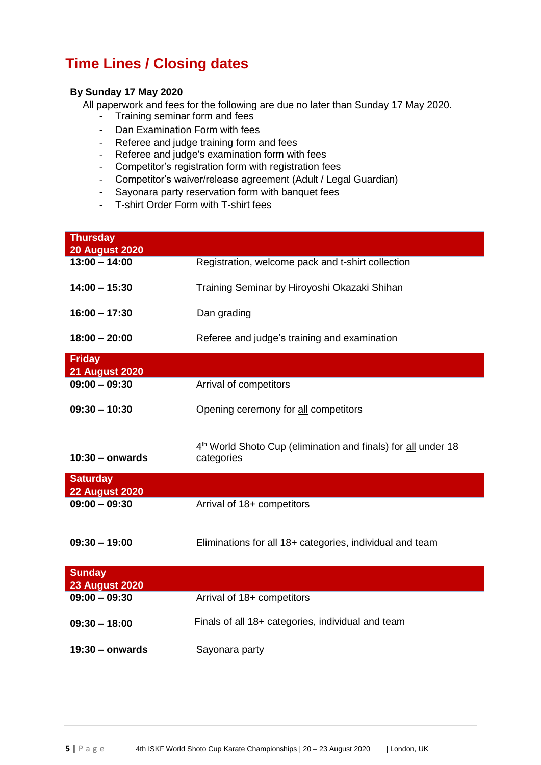# Time Lines / Closing dates

**By Sunday 17 May 2020**

All paperwork and fees for the following are due no later than Sunday 17 May 2020.

- Training seminar form and fees
- Dan Examination Form with fees
- Referee and judge training form and fees
- Referee and judge's examination form with fees
- Competitor's registration form with registration fees
- Competitor's waiver/release agreement (Adult / Legal Guardian)
- Sayonara party reservation form with banquet fees
- T-shirt Order Form with T-shirt fees

| **Thursday 20 August 2020** | |
|---|---|
| **13:00 – 14:00** | Registration, welcome pack and t-shirt collection |
| **14:00 – 15:30** | Training Seminar by Hiroyoshi Okazaki Shihan |
| **16:00 – 17:30** | Dan grading |
| **18:00 – 20:00** | Referee and judge's training and examination |
| **Friday 21 August 2020** | |
| **09:00 – 09:30** | Arrival of competitors |
| **09:30 – 10:30** | Opening ceremony for <u>all</u> competitors |
| **10:30 – onwards** | 4th World Shoto Cup (elimination and finals) for <u>all</u> under 18 categories |
| **Saturday 22 August 2020** | |
| **09:00 – 09:30** | Arrival of 18+ competitors |
| **09:30 – 19:00** | Eliminations for all 18+ categories, individual and team |
| **Sunday 23 August 2020** | |
| **09:00 – 09:30** | Arrival of 18+ competitors |
| **09:30 – 18:00** | Finals of all 18+ categories, individual and team |
| **19:30 – onwards** | Sayonara party |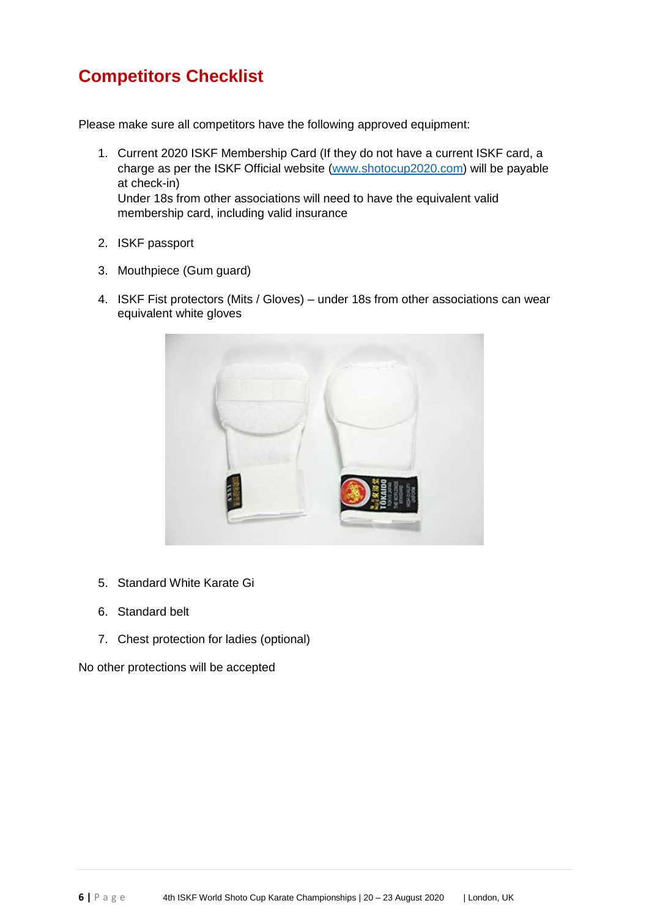## Competitors Checklist

Please make sure all competitors have the following approved equipment:

1. Current 2020 ISKF Membership Card (If they do not have a current ISKF card, a charge as per the ISKF Official website ([www.shotocup2020.com](http://www.shotocup2020.com)) will be payable at check-in)
   Under 18s from other associations will need to have the equivalent valid membership card, including valid insurance

2. ISKF passport

3. Mouthpiece (Gum guard)

4. ISKF Fist protectors (Mits / Gloves) – under 18s from other associations can wear equivalent white gloves

5. Standard White Karate Gi

6. Standard belt

7. Chest protection for ladies (optional)

No other protections will be accepted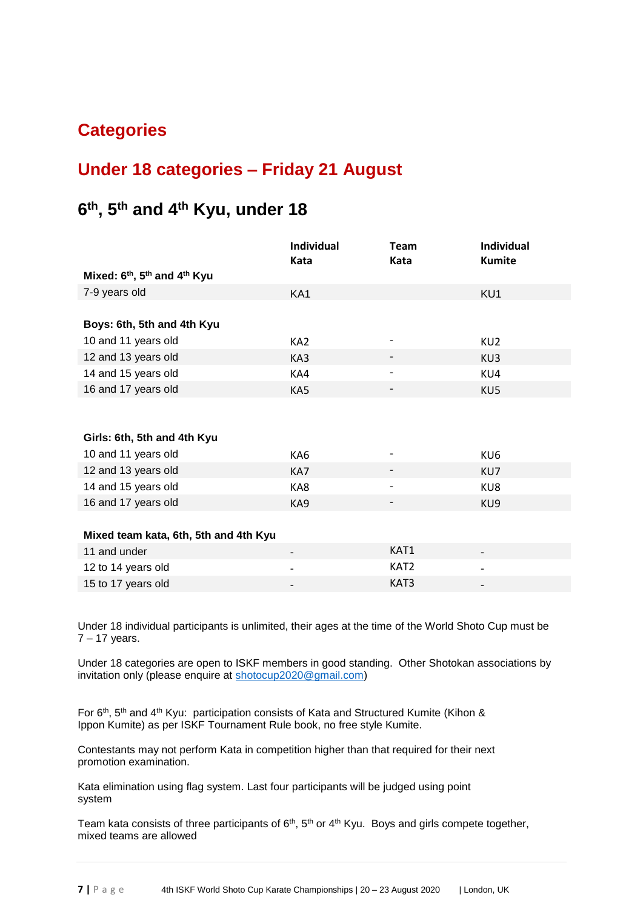# Categories

## Under 18 categories – Friday 21 August

### 6th, 5th and 4th Kyu, under 18

| | Individual Kata | Team Kata | Individual Kumite |
|---|---|---|---|
| **Mixed: 6th, 5th and 4th Kyu** | | | |
| 7-9 years old | KA1 | | KU1 |
| | | | |
| **Boys: 6th, 5th and 4th Kyu** | | | |
| 10 and 11 years old | KA2 | - | KU2 |
| 12 and 13 years old | KA3 | - | KU3 |
| 14 and 15 years old | KA4 | - | KU4 |
| 16 and 17 years old | KA5 | - | KU5 |
| | | | |
| **Girls: 6th, 5th and 4th Kyu** | | | |
| 10 and 11 years old | KA6 | - | KU6 |
| 12 and 13 years old | KA7 | - | KU7 |
| 14 and 15 years old | KA8 | - | KU8 |
| 16 and 17 years old | KA9 | - | KU9 |
| | | | |
| **Mixed team kata, 6th, 5th and 4th Kyu** | | | |
| 11 and under | - | KAT1 | - |
| 12 to 14 years old | - | KAT2 | - |
| 15 to 17 years old | - | KAT3 | - |

Under 18 individual participants is unlimited, their ages at the time of the World Shoto Cup must be 7 – 17 years.

Under 18 categories are open to ISKF members in good standing. Other Shotokan associations by invitation only (please enquire at shotocup2020@gmail.com)

For 6th, 5th and 4th Kyu: participation consists of Kata and Structured Kumite (Kihon & Ippon Kumite) as per ISKF Tournament Rule book, no free style Kumite.

Contestants may not perform Kata in competition higher than that required for their next promotion examination.

Kata elimination using flag system. Last four participants will be judged using point system

Team kata consists of three participants of 6th, 5th or 4th Kyu. Boys and girls compete together, mixed teams are allowed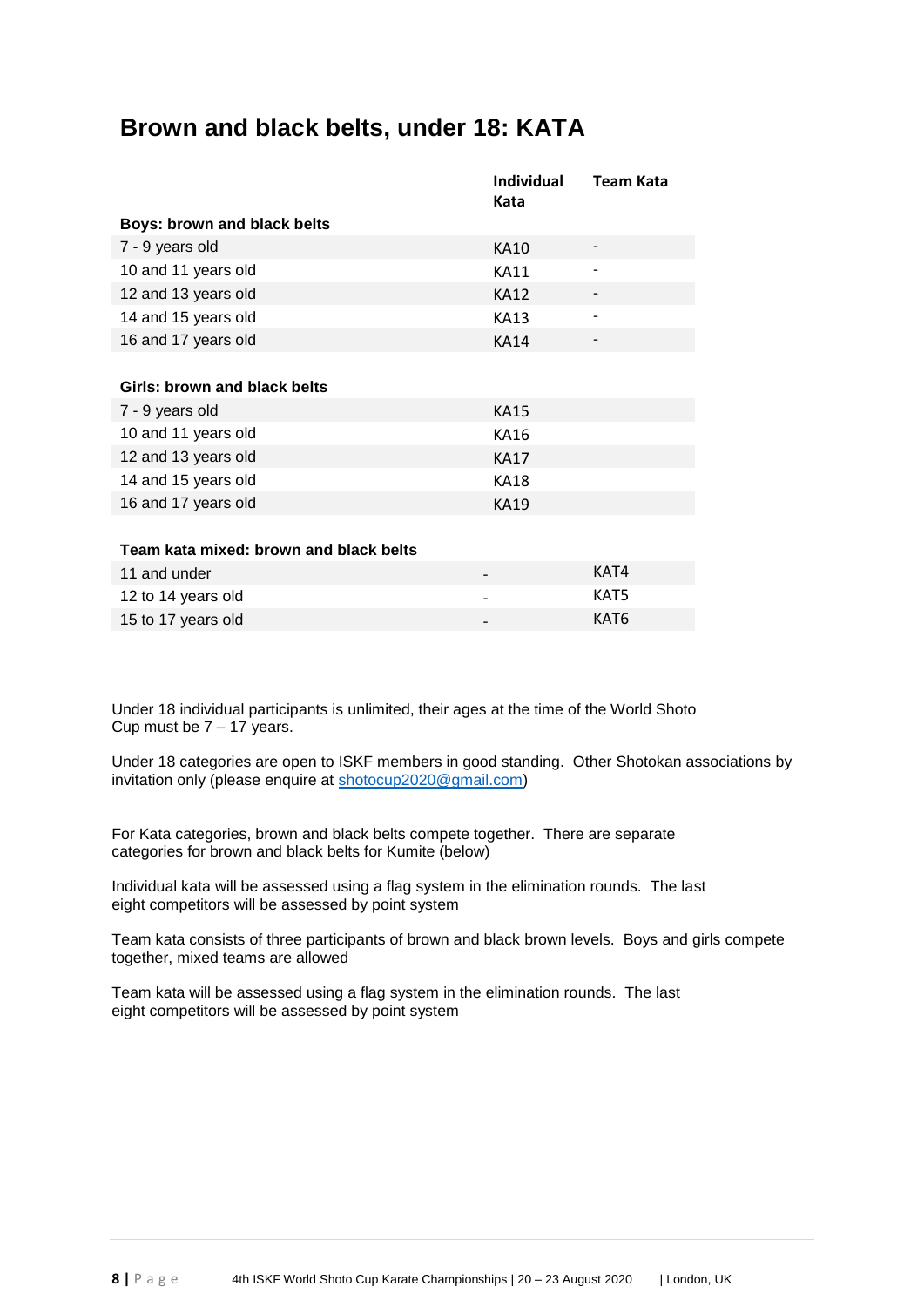# Brown and black belts, under 18: KATA

| | Individual Kata | Team Kata |
|---|---|---|
| **Boys: brown and black belts** | | |
| 7 - 9 years old | KA10 | - |
| 10 and 11 years old | KA11 | - |
| 12 and 13 years old | KA12 | - |
| 14 and 15 years old | KA13 | - |
| 16 and 17 years old | KA14 | - |
| | | |
| **Girls: brown and black belts** | | |
| 7 - 9 years old | KA15 | |
| 10 and 11 years old | KA16 | |
| 12 and 13 years old | KA17 | |
| 14 and 15 years old | KA18 | |
| 16 and 17 years old | KA19 | |
| | | |
| **Team kata mixed: brown and black belts** | | |
| 11 and under | - | KAT4 |
| 12 to 14 years old | - | KAT5 |
| 15 to 17 years old | - | KAT6 |

Under 18 individual participants is unlimited, their ages at the time of the World Shoto Cup must be 7 – 17 years.

Under 18 categories are open to ISKF members in good standing. Other Shotokan associations by invitation only (please enquire at shotocup2020@gmail.com)

For Kata categories, brown and black belts compete together. There are separate categories for brown and black belts for Kumite (below)

Individual kata will be assessed using a flag system in the elimination rounds. The last eight competitors will be assessed by point system

Team kata consists of three participants of brown and black brown levels. Boys and girls compete together, mixed teams are allowed

Team kata will be assessed using a flag system in the elimination rounds. The last eight competitors will be assessed by point system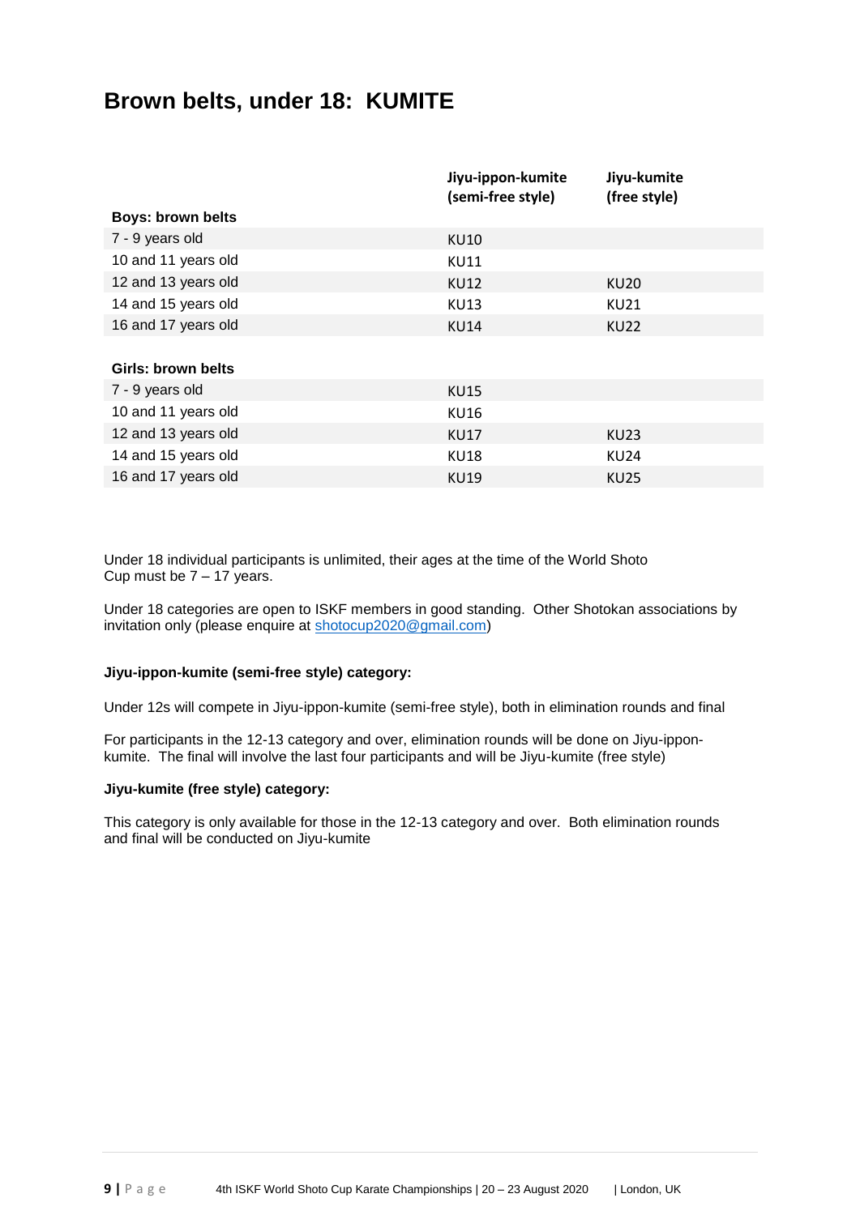# Brown belts, under 18: KUMITE

| | Jiyu-ippon-kumite (semi-free style) | Jiyu-kumite (free style) |
|---|---|---|
| **Boys: brown belts** | | |
| 7 - 9 years old | KU10 | |
| 10 and 11 years old | KU11 | |
| 12 and 13 years old | KU12 | KU20 |
| 14 and 15 years old | KU13 | KU21 |
| 16 and 17 years old | KU14 | KU22 |
| | | |
| **Girls: brown belts** | | |
| 7 - 9 years old | KU15 | |
| 10 and 11 years old | KU16 | |
| 12 and 13 years old | KU17 | KU23 |
| 14 and 15 years old | KU18 | KU24 |
| 16 and 17 years old | KU19 | KU25 |

Under 18 individual participants is unlimited, their ages at the time of the World Shoto Cup must be 7 – 17 years.

Under 18 categories are open to ISKF members in good standing. Other Shotokan associations by invitation only (please enquire at shotocup2020@gmail.com)

**Jiyu-ippon-kumite (semi-free style) category:**

Under 12s will compete in Jiyu-ippon-kumite (semi-free style), both in elimination rounds and final

For participants in the 12-13 category and over, elimination rounds will be done on Jiyu-ippon-kumite. The final will involve the last four participants and will be Jiyu-kumite (free style)

**Jiyu-kumite (free style) category:**

This category is only available for those in the 12-13 category and over. Both elimination rounds and final will be conducted on Jiyu-kumite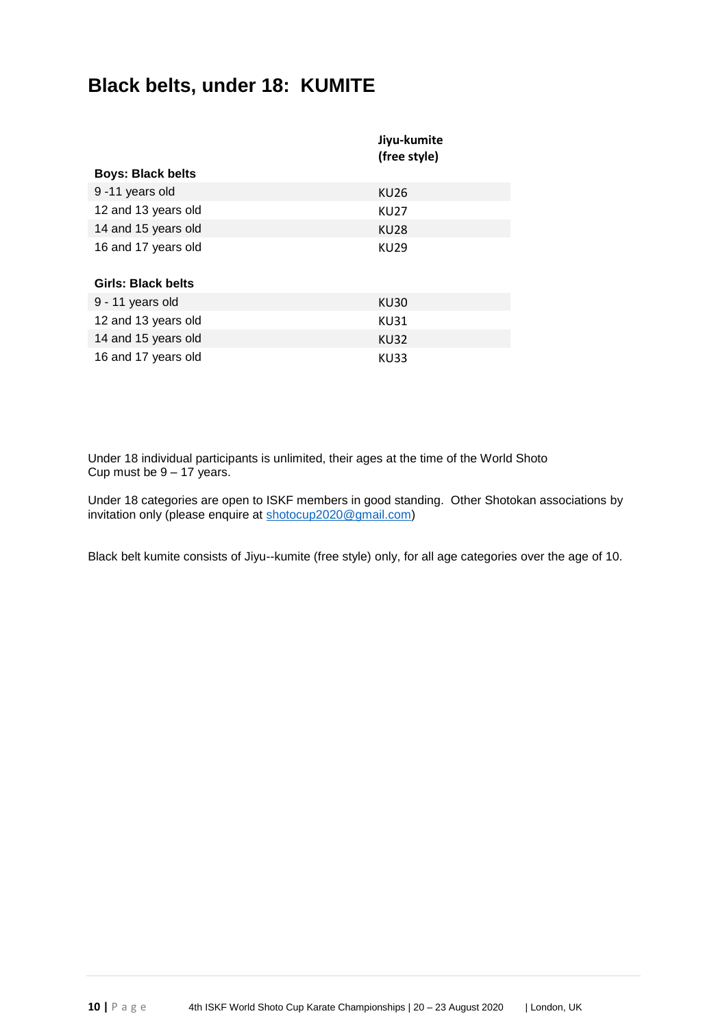# Black belts, under 18: KUMITE

| | Jiyu-kumite (free style) |
|---|---|
| **Boys: Black belts** | |
| 9 -11 years old | KU26 |
| 12 and 13 years old | KU27 |
| 14 and 15 years old | KU28 |
| 16 and 17 years old | KU29 |
| | |
| **Girls: Black belts** | |
| 9 - 11 years old | KU30 |
| 12 and 13 years old | KU31 |
| 14 and 15 years old | KU32 |
| 16 and 17 years old | KU33 |

Under 18 individual participants is unlimited, their ages at the time of the World Shoto Cup must be 9 – 17 years.

Under 18 categories are open to ISKF members in good standing. Other Shotokan associations by invitation only (please enquire at shotocup2020@gmail.com)

Black belt kumite consists of Jiyu--kumite (free style) only, for all age categories over the age of 10.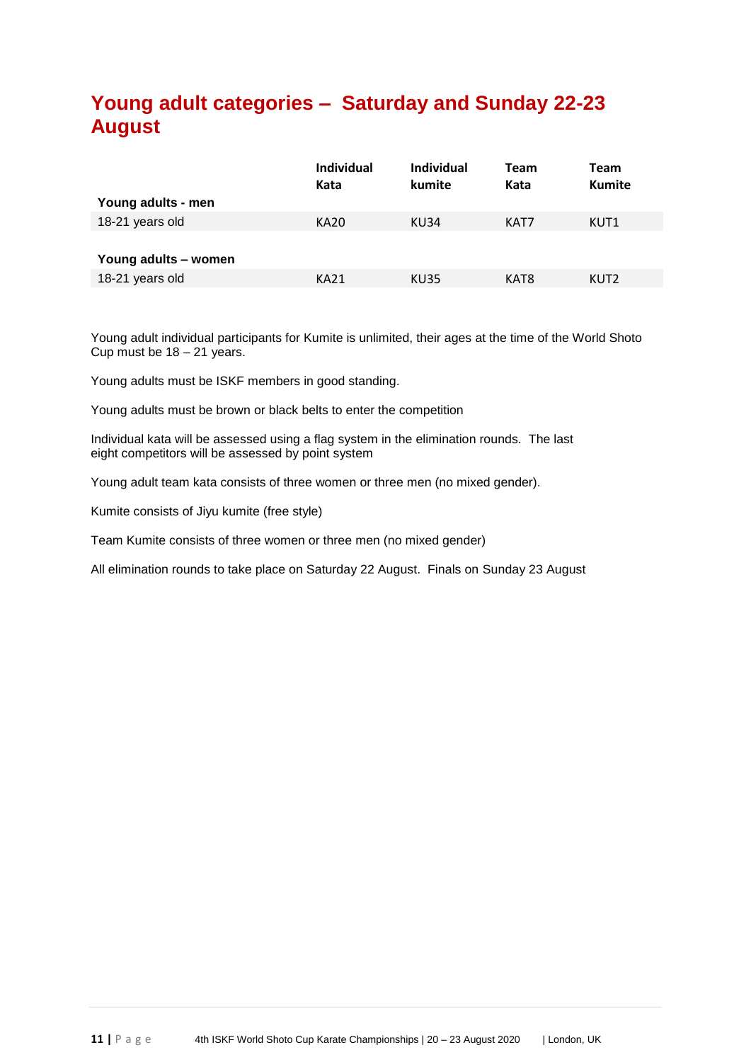## Young adult categories – Saturday and Sunday 22-23 August

| | Individual Kata | Individual kumite | Team Kata | Team Kumite |
|---|---|---|---|---|
| **Young adults - men** | | | | |
| 18-21 years old | KA20 | KU34 | KAT7 | KUT1 |
| **Young adults – women** | | | | |
| 18-21 years old | KA21 | KU35 | KAT8 | KUT2 |

Young adult individual participants for Kumite is unlimited, their ages at the time of the World Shoto Cup must be 18 – 21 years.

Young adults must be ISKF members in good standing.

Young adults must be brown or black belts to enter the competition

Individual kata will be assessed using a flag system in the elimination rounds. The last eight competitors will be assessed by point system

Young adult team kata consists of three women or three men (no mixed gender).

Kumite consists of Jiyu kumite (free style)

Team Kumite consists of three women or three men (no mixed gender)

All elimination rounds to take place on Saturday 22 August. Finals on Sunday 23 August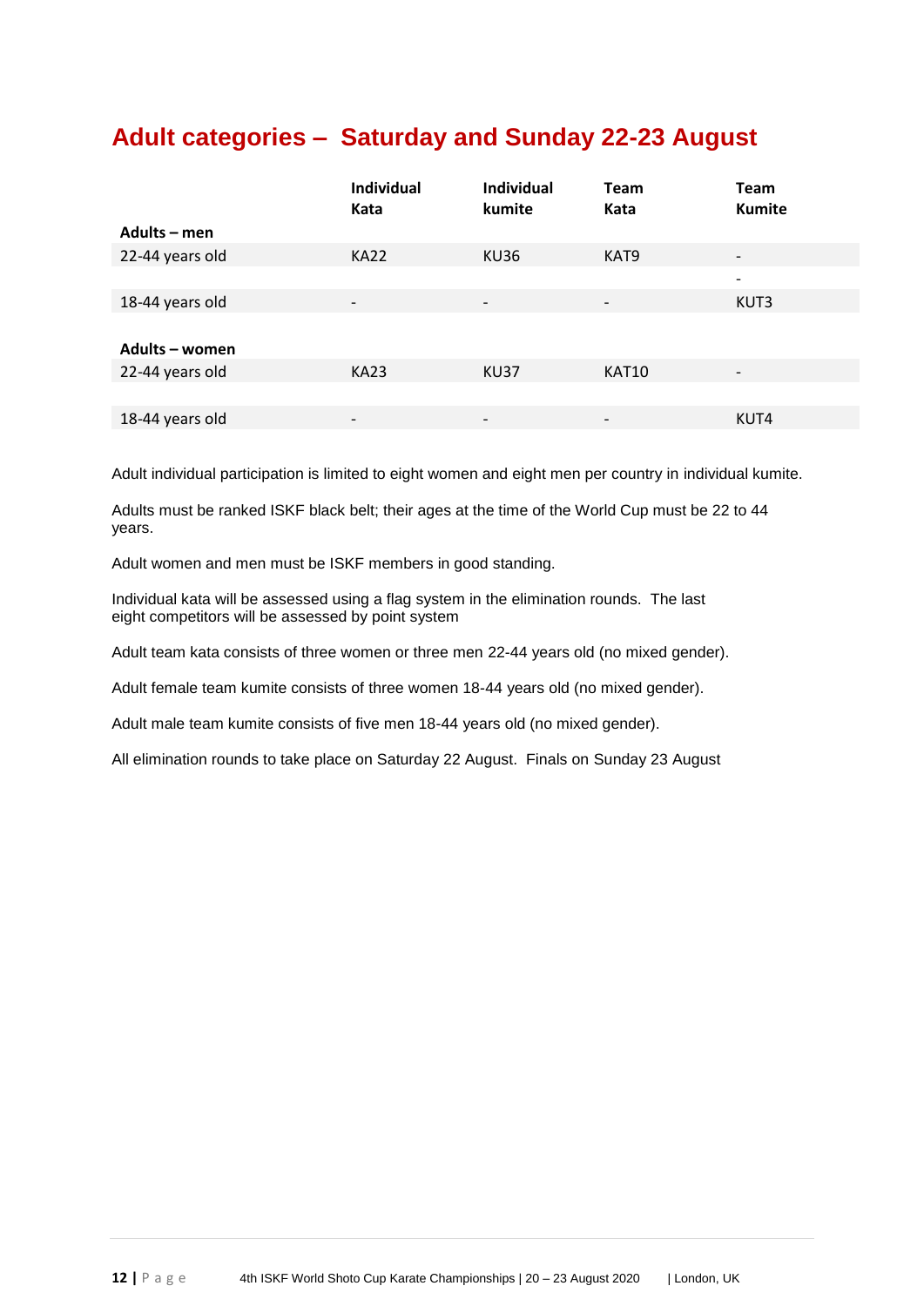## Adult categories – Saturday and Sunday 22-23 August

| | Individual Kata | Individual kumite | Team Kata | Team Kumite |
|---|---|---|---|---|
| **Adults – men** | | | | |
| 22-44 years old | KA22 | KU36 | KAT9 | - |
| | | | | - |
| 18-44 years old | - | - | - | KUT3 |
| | | | | |
| **Adults – women** | | | | |
| 22-44 years old | KA23 | KU37 | KAT10 | - |
| | | | | |
| 18-44 years old | - | - | - | KUT4 |

Adult individual participation is limited to eight women and eight men per country in individual kumite.

Adults must be ranked ISKF black belt; their ages at the time of the World Cup must be 22 to 44 years.

Adult women and men must be ISKF members in good standing.

Individual kata will be assessed using a flag system in the elimination rounds. The last eight competitors will be assessed by point system

Adult team kata consists of three women or three men 22-44 years old (no mixed gender).

Adult female team kumite consists of three women 18-44 years old (no mixed gender).

Adult male team kumite consists of five men 18-44 years old (no mixed gender).

All elimination rounds to take place on Saturday 22 August. Finals on Sunday 23 August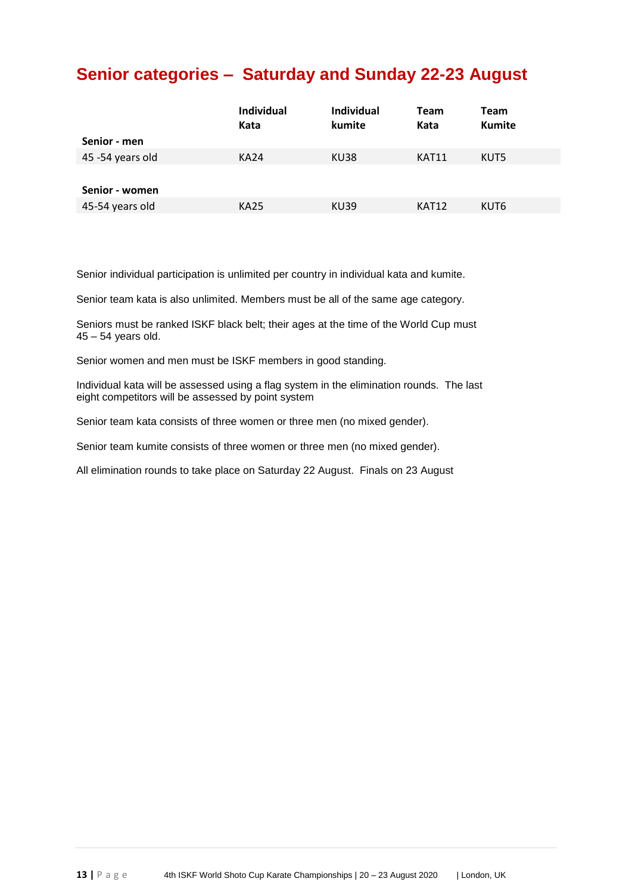## Senior categories – Saturday and Sunday 22-23 August

| | Individual Kata | Individual kumite | Team Kata | Team Kumite |
|---|---|---|---|---|
| **Senior - men** | | | | |
| 45 -54 years old | KA24 | KU38 | KAT11 | KUT5 |
| | | | | |
| **Senior - women** | | | | |
| 45-54 years old | KA25 | KU39 | KAT12 | KUT6 |

Senior individual participation is unlimited per country in individual kata and kumite.

Senior team kata is also unlimited. Members must be all of the same age category.

Seniors must be ranked ISKF black belt; their ages at the time of the World Cup must 45 – 54 years old.

Senior women and men must be ISKF members in good standing.

Individual kata will be assessed using a flag system in the elimination rounds. The last eight competitors will be assessed by point system

Senior team kata consists of three women or three men (no mixed gender).

Senior team kumite consists of three women or three men (no mixed gender).

All elimination rounds to take place on Saturday 22 August. Finals on 23 August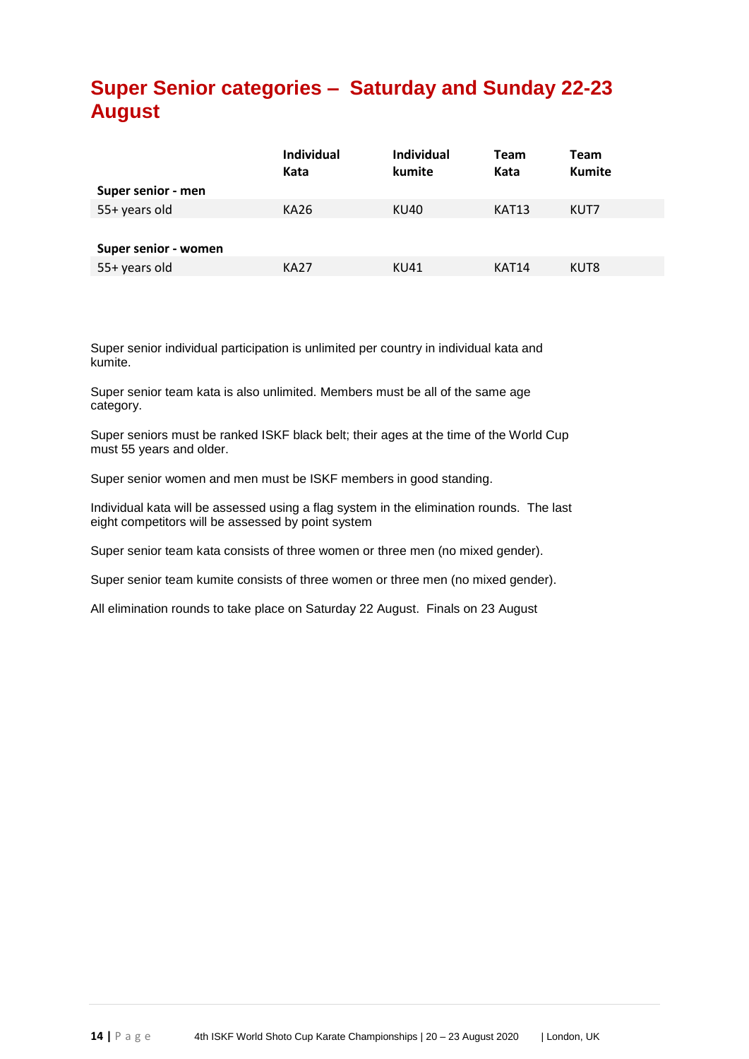## Super Senior categories – Saturday and Sunday 22-23 August

| | Individual Kata | Individual kumite | Team Kata | Team Kumite |
|---|---|---|---|---|
| **Super senior - men** | | | | |
| 55+ years old | KA26 | KU40 | KAT13 | KUT7 |
| | | | | |
| **Super senior - women** | | | | |
| 55+ years old | KA27 | KU41 | KAT14 | KUT8 |

Super senior individual participation is unlimited per country in individual kata and kumite.

Super senior team kata is also unlimited. Members must be all of the same age category.

Super seniors must be ranked ISKF black belt; their ages at the time of the World Cup must 55 years and older.

Super senior women and men must be ISKF members in good standing.

Individual kata will be assessed using a flag system in the elimination rounds. The last eight competitors will be assessed by point system

Super senior team kata consists of three women or three men (no mixed gender).

Super senior team kumite consists of three women or three men (no mixed gender).

All elimination rounds to take place on Saturday 22 August. Finals on 23 August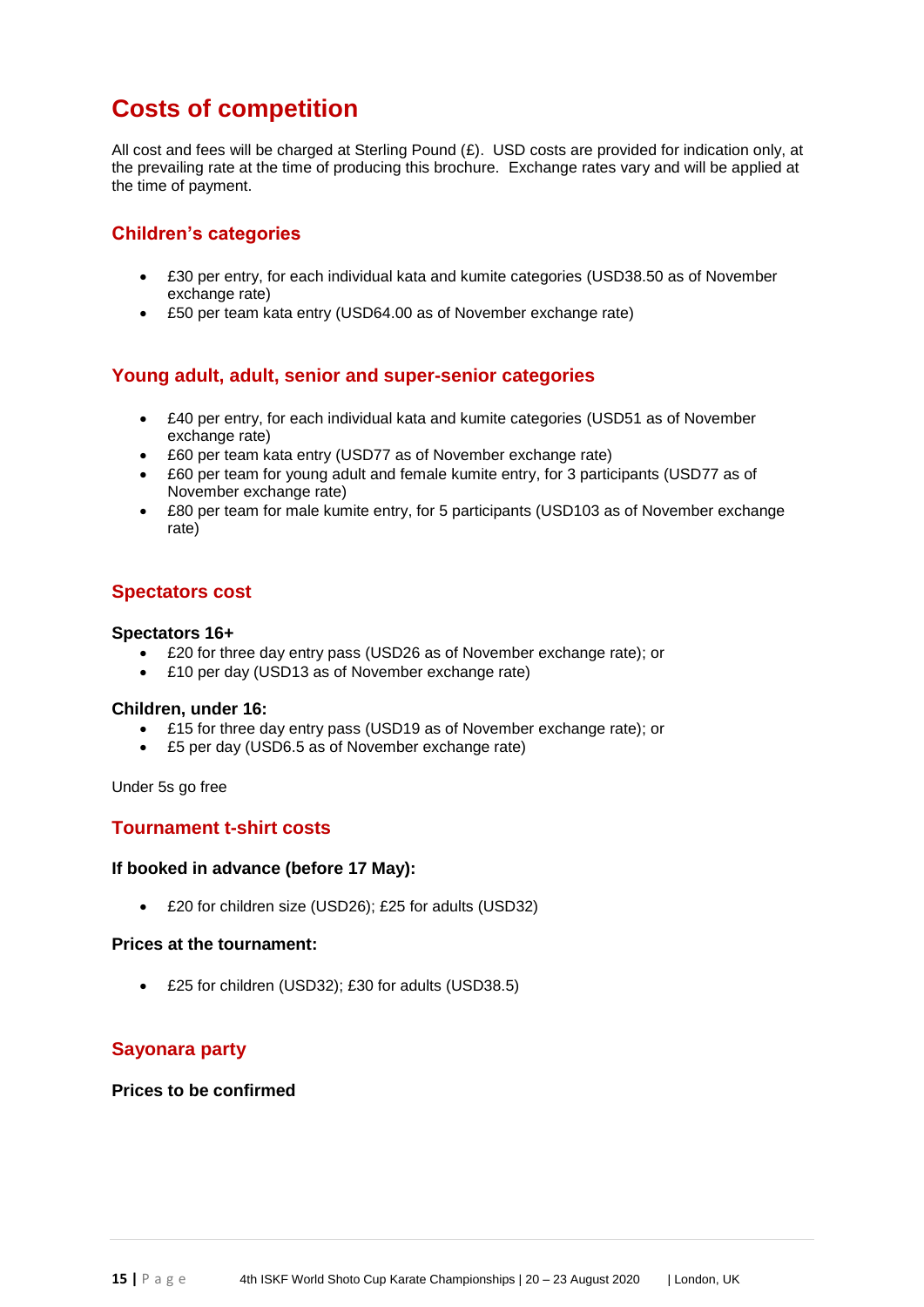# Costs of competition

All cost and fees will be charged at Sterling Pound (£). USD costs are provided for indication only, at the prevailing rate at the time of producing this brochure. Exchange rates vary and will be applied at the time of payment.

## Children's categories

- £30 per entry, for each individual kata and kumite categories (USD38.50 as of November exchange rate)
- £50 per team kata entry (USD64.00 as of November exchange rate)

## Young adult, adult, senior and super-senior categories

- £40 per entry, for each individual kata and kumite categories (USD51 as of November exchange rate)
- £60 per team kata entry (USD77 as of November exchange rate)
- £60 per team for young adult and female kumite entry, for 3 participants (USD77 as of November exchange rate)
- £80 per team for male kumite entry, for 5 participants (USD103 as of November exchange rate)

## Spectators cost

**Spectators 16+**

- £20 for three day entry pass (USD26 as of November exchange rate); or
- £10 per day (USD13 as of November exchange rate)

**Children, under 16:**

- £15 for three day entry pass (USD19 as of November exchange rate); or
- £5 per day (USD6.5 as of November exchange rate)

Under 5s go free

## Tournament t-shirt costs

**If booked in advance (before 17 May):**

- £20 for children size (USD26); £25 for adults (USD32)

**Prices at the tournament:**

- £25 for children (USD32); £30 for adults (USD38.5)

## Sayonara party

**Prices to be confirmed**